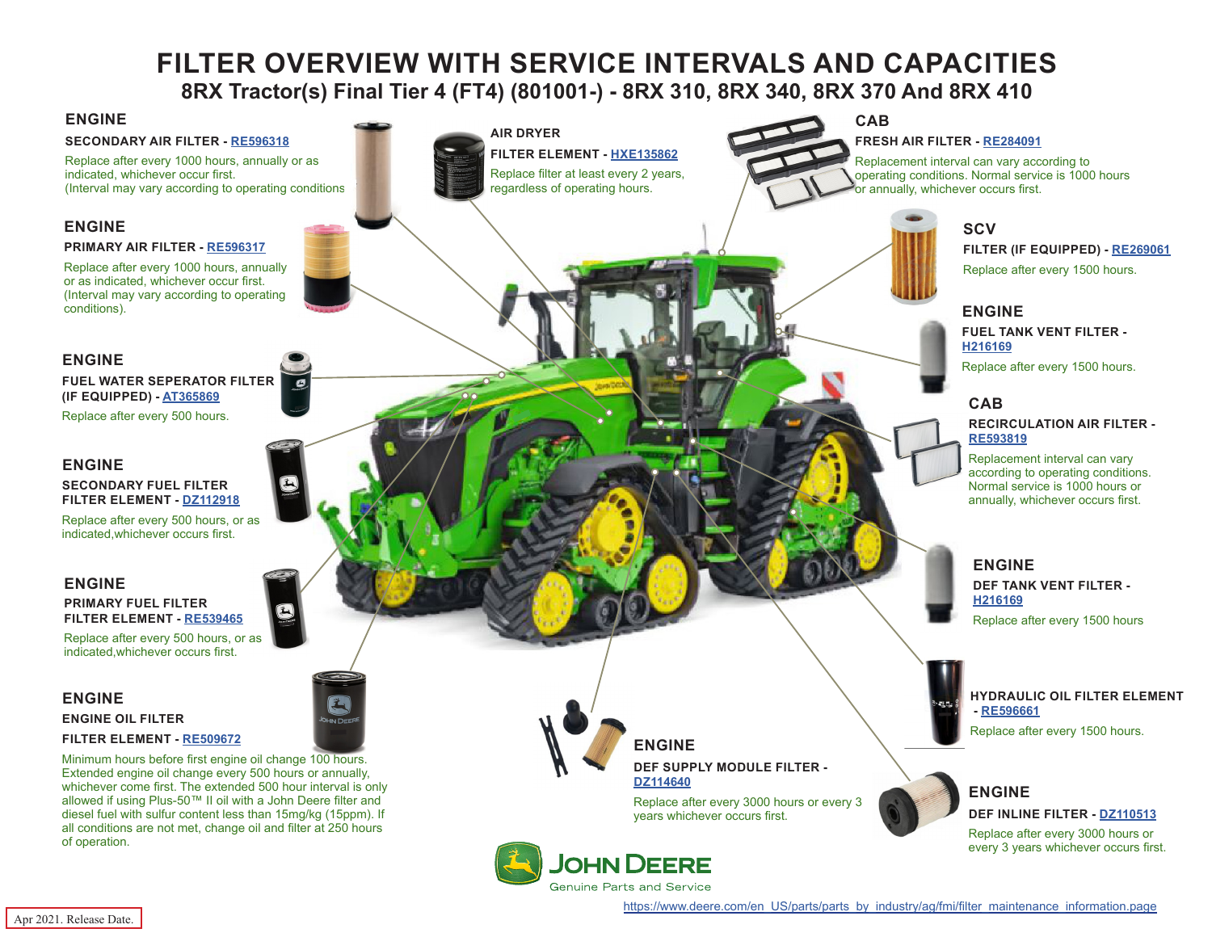# FILTER OVERVIEW WITH SERVICE INTERVALS AND CAPACITIES

## 8RX Tractor(s) Final Tier 4 (FT4) (801001-) - 8RX 310, 8RX 340, 8RX 370 And 8RX 410

### ENGINE

**SECONDARY AIR FILTER - RE596318**

Replace after every 1000 hours, annually or as indicated, whichever occur first.
(Interval may vary according to operating conditions

### ENGINE

**PRIMARY AIR FILTER - RE596317**

Replace after every 1000 hours, annually or as indicated, whichever occur first.
(Interval may vary according to operating conditions).

### ENGINE

**FUEL WATER SEPERATOR FILTER (IF EQUIPPED) - AT365869**

Replace after every 500 hours.

### ENGINE

**SECONDARY FUEL FILTER FILTER ELEMENT - DZ112918**

Replace after every 500 hours, or as indicated,whichever occurs first.

### ENGINE

**PRIMARY FUEL FILTER FILTER ELEMENT - RE539465**

Replace after every 500 hours, or as indicated,whichever occurs first.

### ENGINE

**ENGINE OIL FILTER FILTER ELEMENT - RE509672**

Minimum hours before first engine oil change 100 hours. Extended engine oil change every 500 hours or annually, whichever come first. The extended 500 hour interval is only allowed if using Plus-50™ II oil with a John Deere filter and diesel fuel with sulfur content less than 15mg/kg (15ppm). If all conditions are not met, change oil and filter at 250 hours of operation.

### AIR DRYER

**FILTER ELEMENT - HXE135862**

Replace filter at least every 2 years, regardless of operating hours.

### ENGINE

**DEF SUPPLY MODULE FILTER - DZ114640**

Replace after every 3000 hours or every 3 years whichever occurs first.

### CAB

**FRESH AIR FILTER - RE284091**

Replacement interval can vary according to operating conditions. Normal service is 1000 hours or annually, whichever occurs first.

### SCV

**FILTER (IF EQUIPPED) - RE269061**

Replace after every 1500 hours.

### ENGINE

**FUEL TANK VENT FILTER - H216169**

Replace after every 1500 hours.

### CAB

**RECIRCULATION AIR FILTER - RE593819**

Replacement interval can vary according to operating conditions. Normal service is 1000 hours or annually, whichever occurs first.

### ENGINE

**DEF TANK VENT FILTER - H216169**

Replace after every 1500 hours

**HYDRAULIC OIL FILTER ELEMENT - RE596661**

Replace after every 1500 hours.

### ENGINE

**DEF INLINE FILTER - DZ110513**

Replace after every 3000 hours or every 3 years whichever occurs first.

JOHN DEERE
Genuine Parts and Service

https://www.deere.com/en_US/parts/parts_by_industry/ag/fmi/filter_maintenance_information.page

Apr 2021. Release Date.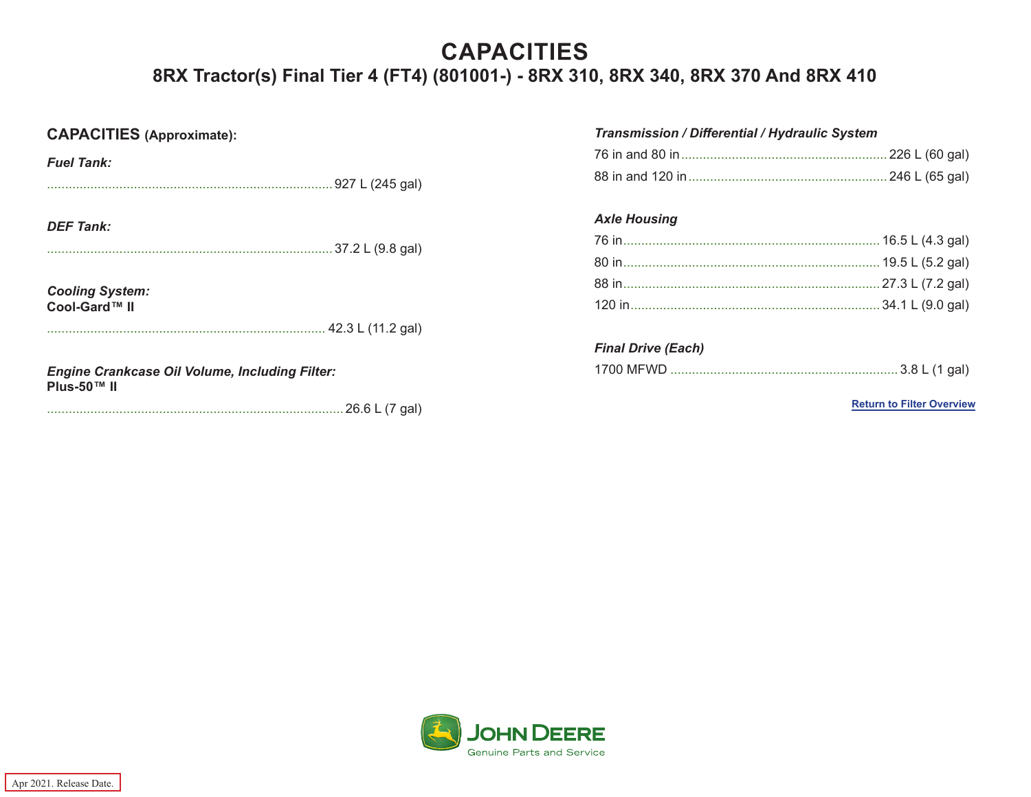# CAPACITIES

## 8RX Tractor(s) Final Tier 4 (FT4) (801001-) - 8RX 310, 8RX 340, 8RX 370 And 8RX 410

### CAPACITIES (Approximate):

*Fuel Tank:*

............................................................................... 927 L (245 gal)

*DEF Tank:*

............................................................................... 37.2 L (9.8 gal)

*Cooling System:*
**Cool-Gard™ II**

............................................................................... 42.3 L (11.2 gal)

*Engine Crankcase Oil Volume, Including Filter:*
**Plus-50™ II**

............................................................................... 26.6 L (7 gal)

*Transmission / Differential / Hydraulic System*

76 in and 80 in ........................................................ 226 L (60 gal)

88 in and 120 in ...................................................... 246 L (65 gal)

*Axle Housing*

76 in ...................................................................... 16.5 L (4.3 gal)

80 in ...................................................................... 19.5 L (5.2 gal)

88 in ...................................................................... 27.3 L (7.2 gal)

120 in .................................................................... 34.1 L (9.0 gal)

*Final Drive (Each)*

1700 MFWD .............................................................. 3.8 L (1 gal)

Return to Filter Overview

JOHN DEERE
Genuine Parts and Service

Apr 2021. Release Date.